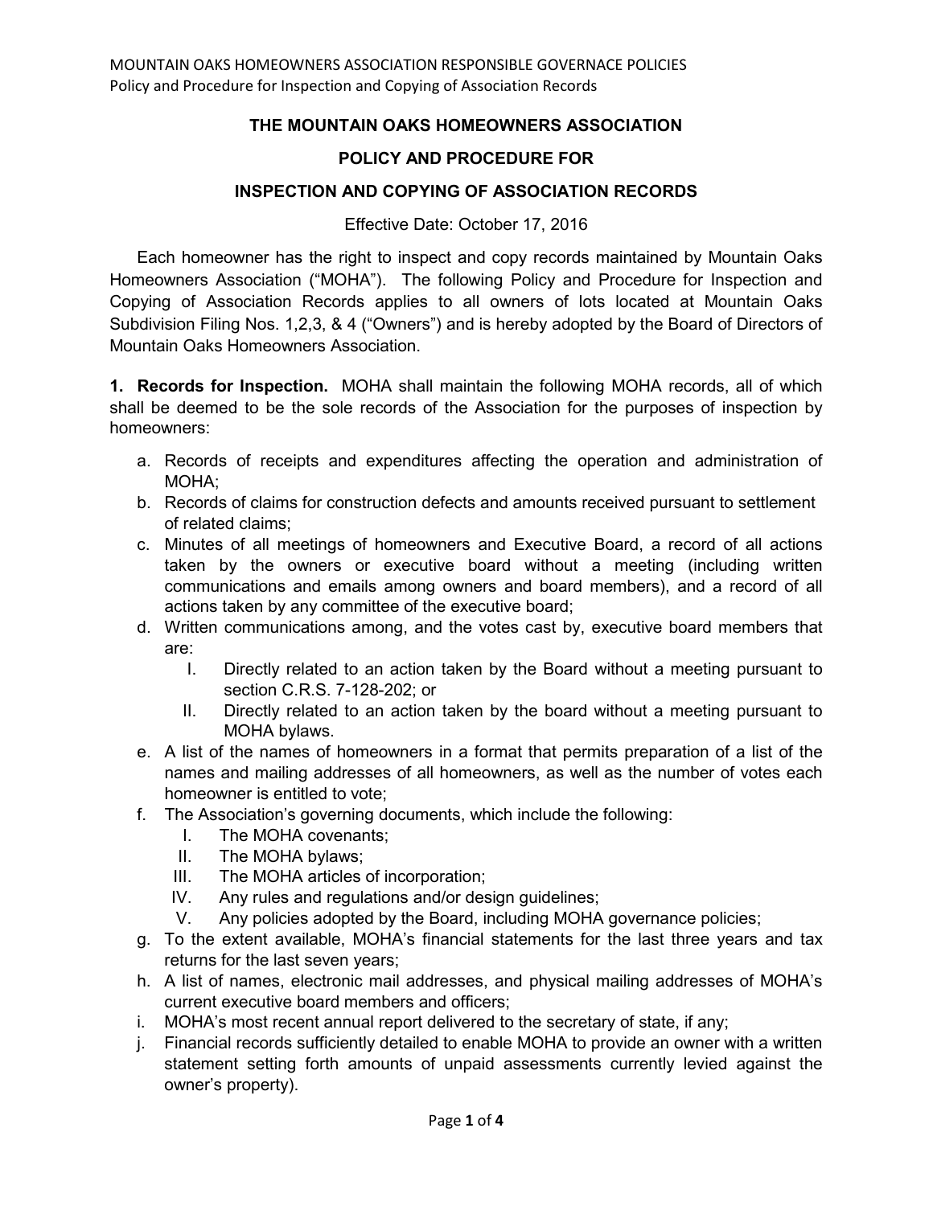# THE MOUNTAIN OAKS HOMEOWNERS ASSOCIATION

## POLICY AND PROCEDURE FOR

## INSPECTION AND COPYING OF ASSOCIATION RECORDS

Effective Date: October 17, 2016

Each homeowner has the right to inspect and copy records maintained by Mountain Oaks Homeowners Association ("MOHA"). The following Policy and Procedure for Inspection and Copying of Association Records applies to all owners of lots located at Mountain Oaks Subdivision Filing Nos. 1,2,3, & 4 ("Owners") and is hereby adopted by the Board of Directors of Mountain Oaks Homeowners Association.

**1. Records for Inspection.** MOHA shall maintain the following MOHA records, all of which shall be deemed to be the sole records of the Association for the purposes of inspection by homeowners:

a. Records of receipts and expenditures affecting the operation and administration of MOHA;
b. Records of claims for construction defects and amounts received pursuant to settlement of related claims;
c. Minutes of all meetings of homeowners and Executive Board, a record of all actions taken by the owners or executive board without a meeting (including written communications and emails among owners and board members), and a record of all actions taken by any committee of the executive board;
d. Written communications among, and the votes cast by, executive board members that are:
   I. Directly related to an action taken by the Board without a meeting pursuant to section C.R.S. 7-128-202; or
   II. Directly related to an action taken by the board without a meeting pursuant to MOHA bylaws.
e. A list of the names of homeowners in a format that permits preparation of a list of the names and mailing addresses of all homeowners, as well as the number of votes each homeowner is entitled to vote;
f. The Association's governing documents, which include the following:
   I. The MOHA covenants;
   II. The MOHA bylaws;
   III. The MOHA articles of incorporation;
   IV. Any rules and regulations and/or design guidelines;
   V. Any policies adopted by the Board, including MOHA governance policies;
g. To the extent available, MOHA's financial statements for the last three years and tax returns for the last seven years;
h. A list of names, electronic mail addresses, and physical mailing addresses of MOHA's current executive board members and officers;
i. MOHA's most recent annual report delivered to the secretary of state, if any;
j. Financial records sufficiently detailed to enable MOHA to provide an owner with a written statement setting forth amounts of unpaid assessments currently levied against the owner's property).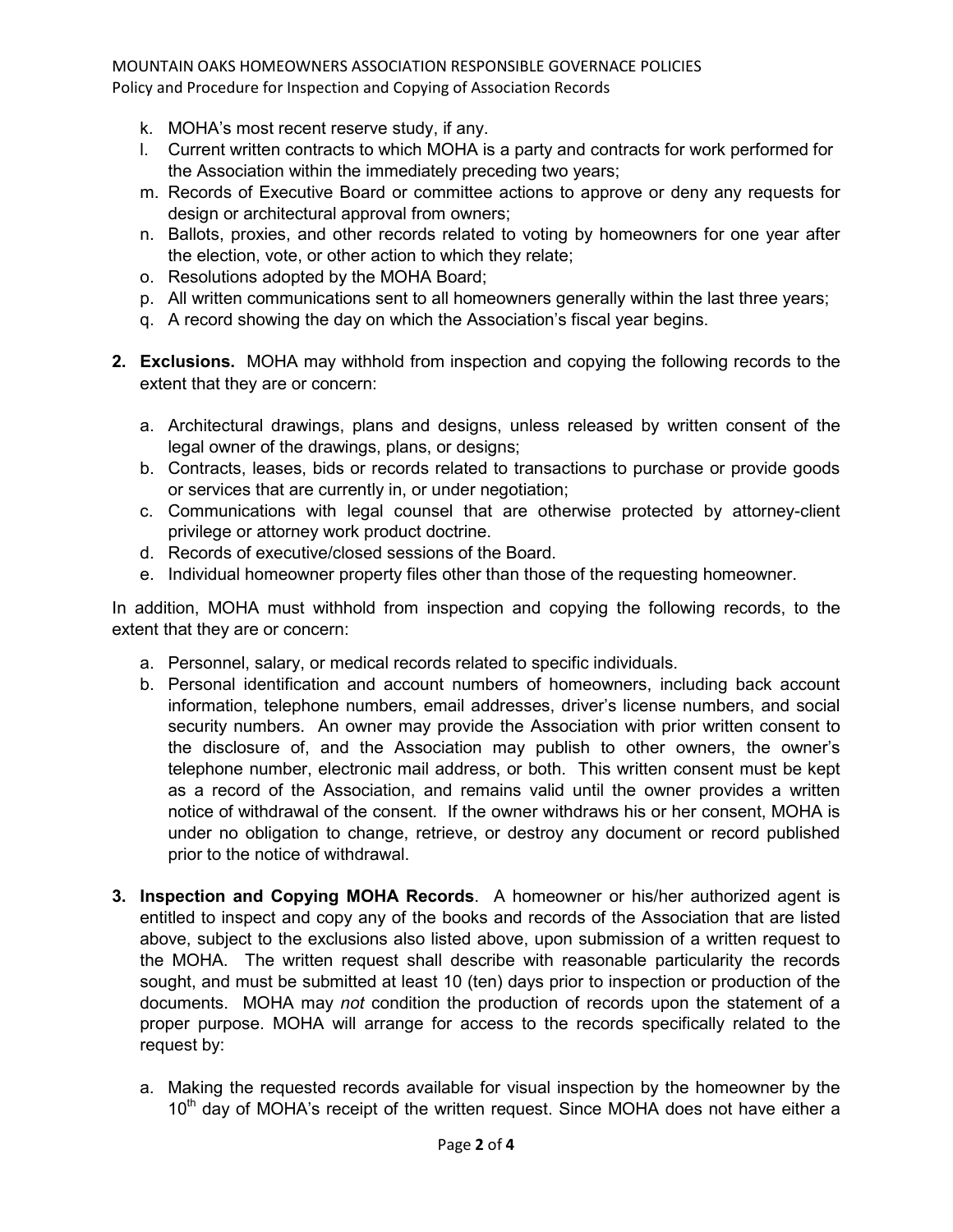k. MOHA's most recent reserve study, if any.
l. Current written contracts to which MOHA is a party and contracts for work performed for the Association within the immediately preceding two years;
m. Records of Executive Board or committee actions to approve or deny any requests for design or architectural approval from owners;
n. Ballots, proxies, and other records related to voting by homeowners for one year after the election, vote, or other action to which they relate;
o. Resolutions adopted by the MOHA Board;
p. All written communications sent to all homeowners generally within the last three years;
q. A record showing the day on which the Association's fiscal year begins.

2. **Exclusions.** MOHA may withhold from inspection and copying the following records to the extent that they are or concern:

   a. Architectural drawings, plans and designs, unless released by written consent of the legal owner of the drawings, plans, or designs;
   b. Contracts, leases, bids or records related to transactions to purchase or provide goods or services that are currently in, or under negotiation;
   c. Communications with legal counsel that are otherwise protected by attorney-client privilege or attorney work product doctrine.
   d. Records of executive/closed sessions of the Board.
   e. Individual homeowner property files other than those of the requesting homeowner.

In addition, MOHA must withhold from inspection and copying the following records, to the extent that they are or concern:

   a. Personnel, salary, or medical records related to specific individuals.
   b. Personal identification and account numbers of homeowners, including back account information, telephone numbers, email addresses, driver's license numbers, and social security numbers. An owner may provide the Association with prior written consent to the disclosure of, and the Association may publish to other owners, the owner's telephone number, electronic mail address, or both. This written consent must be kept as a record of the Association, and remains valid until the owner provides a written notice of withdrawal of the consent. If the owner withdraws his or her consent, MOHA is under no obligation to change, retrieve, or destroy any document or record published prior to the notice of withdrawal.

3. **Inspection and Copying MOHA Records**. A homeowner or his/her authorized agent is entitled to inspect and copy any of the books and records of the Association that are listed above, subject to the exclusions also listed above, upon submission of a written request to the MOHA. The written request shall describe with reasonable particularity the records sought, and must be submitted at least 10 (ten) days prior to inspection or production of the documents. MOHA may *not* condition the production of records upon the statement of a proper purpose. MOHA will arrange for access to the records specifically related to the request by:

   a. Making the requested records available for visual inspection by the homeowner by the 10th day of MOHA's receipt of the written request. Since MOHA does not have either a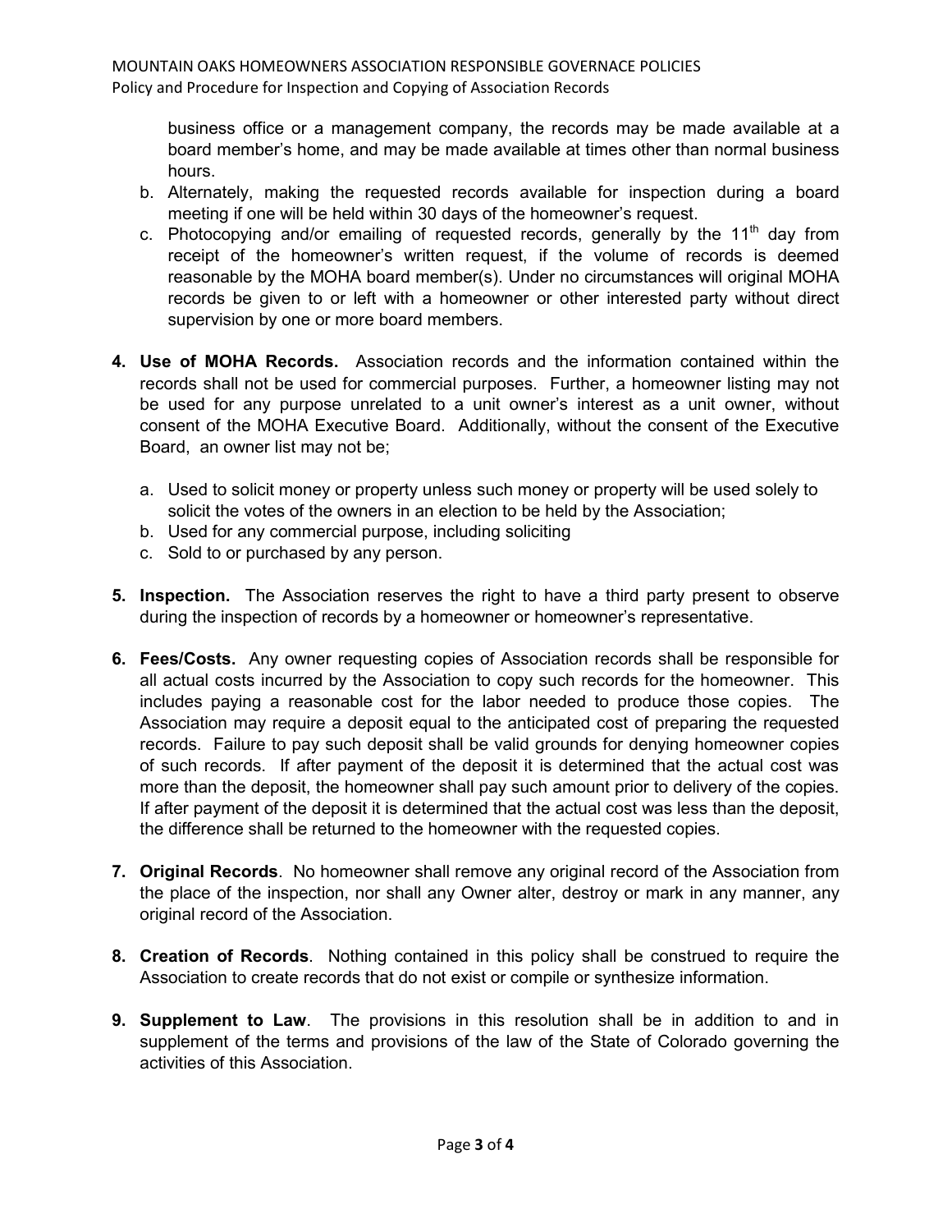business office or a management company, the records may be made available at a board member's home, and may be made available at times other than normal business hours.

b. Alternately, making the requested records available for inspection during a board meeting if one will be held within 30 days of the homeowner's request.
c. Photocopying and/or emailing of requested records, generally by the 11th day from receipt of the homeowner's written request, if the volume of records is deemed reasonable by the MOHA board member(s). Under no circumstances will original MOHA records be given to or left with a homeowner or other interested party without direct supervision by one or more board members.

4. **Use of MOHA Records.** Association records and the information contained within the records shall not be used for commercial purposes. Further, a homeowner listing may not be used for any purpose unrelated to a unit owner's interest as a unit owner, without consent of the MOHA Executive Board. Additionally, without the consent of the Executive Board, an owner list may not be;

    a. Used to solicit money or property unless such money or property will be used solely to solicit the votes of the owners in an election to be held by the Association;
    b. Used for any commercial purpose, including soliciting
    c. Sold to or purchased by any person.

5. **Inspection.** The Association reserves the right to have a third party present to observe during the inspection of records by a homeowner or homeowner's representative.

6. **Fees/Costs.** Any owner requesting copies of Association records shall be responsible for all actual costs incurred by the Association to copy such records for the homeowner. This includes paying a reasonable cost for the labor needed to produce those copies. The Association may require a deposit equal to the anticipated cost of preparing the requested records. Failure to pay such deposit shall be valid grounds for denying homeowner copies of such records. If after payment of the deposit it is determined that the actual cost was more than the deposit, the homeowner shall pay such amount prior to delivery of the copies. If after payment of the deposit it is determined that the actual cost was less than the deposit, the difference shall be returned to the homeowner with the requested copies.

7. **Original Records**. No homeowner shall remove any original record of the Association from the place of the inspection, nor shall any Owner alter, destroy or mark in any manner, any original record of the Association.

8. **Creation of Records**. Nothing contained in this policy shall be construed to require the Association to create records that do not exist or compile or synthesize information.

9. **Supplement to Law**. The provisions in this resolution shall be in addition to and in supplement of the terms and provisions of the law of the State of Colorado governing the activities of this Association.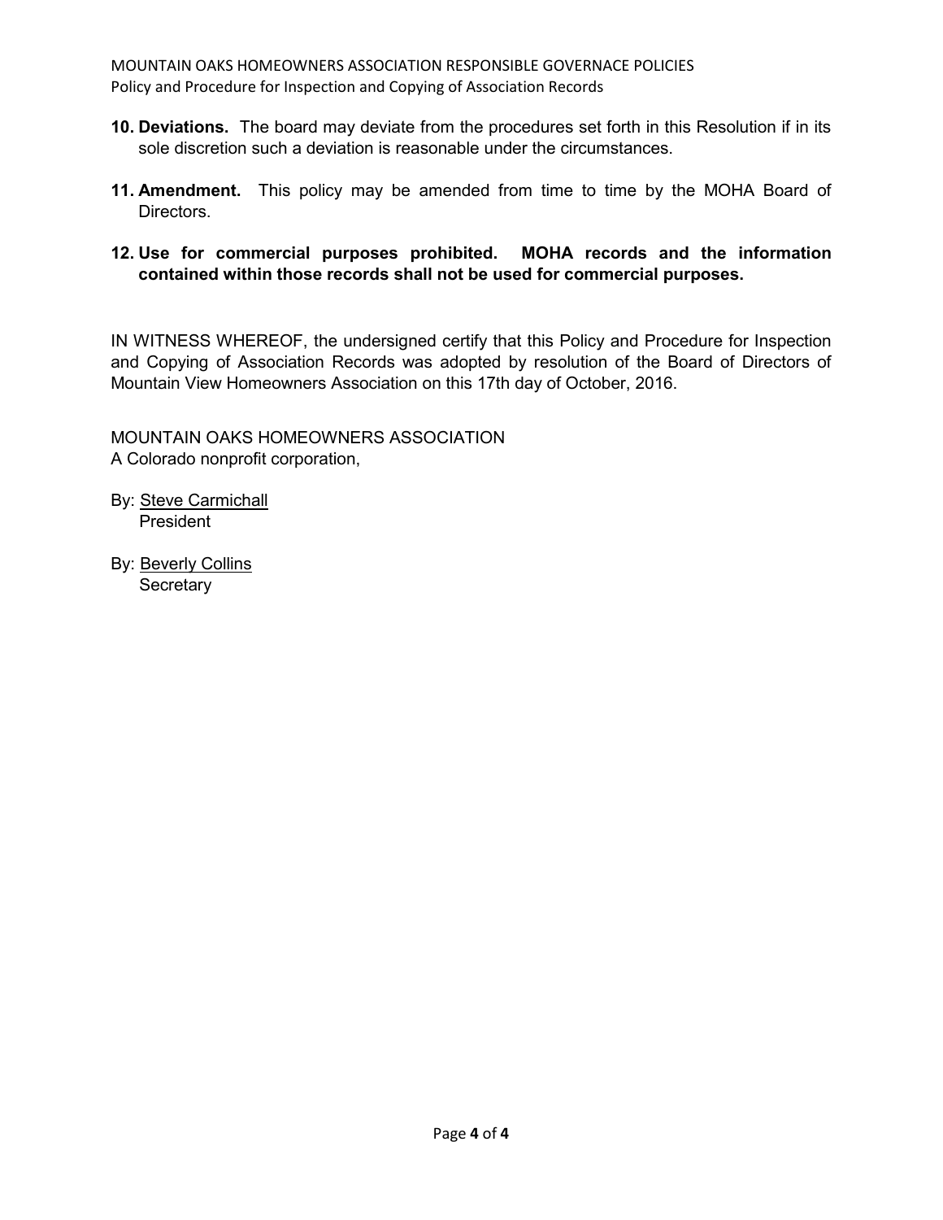**10. Deviations.** The board may deviate from the procedures set forth in this Resolution if in its sole discretion such a deviation is reasonable under the circumstances.

**11. Amendment.** This policy may be amended from time to time by the MOHA Board of Directors.

**12. Use for commercial purposes prohibited. MOHA records and the information contained within those records shall not be used for commercial purposes.**

IN WITNESS WHEREOF, the undersigned certify that this Policy and Procedure for Inspection and Copying of Association Records was adopted by resolution of the Board of Directors of Mountain View Homeowners Association on this 17th day of October, 2016.

MOUNTAIN OAKS HOMEOWNERS ASSOCIATION
A Colorado nonprofit corporation,

By: Steve Carmichall
President

By: Beverly Collins
Secretary